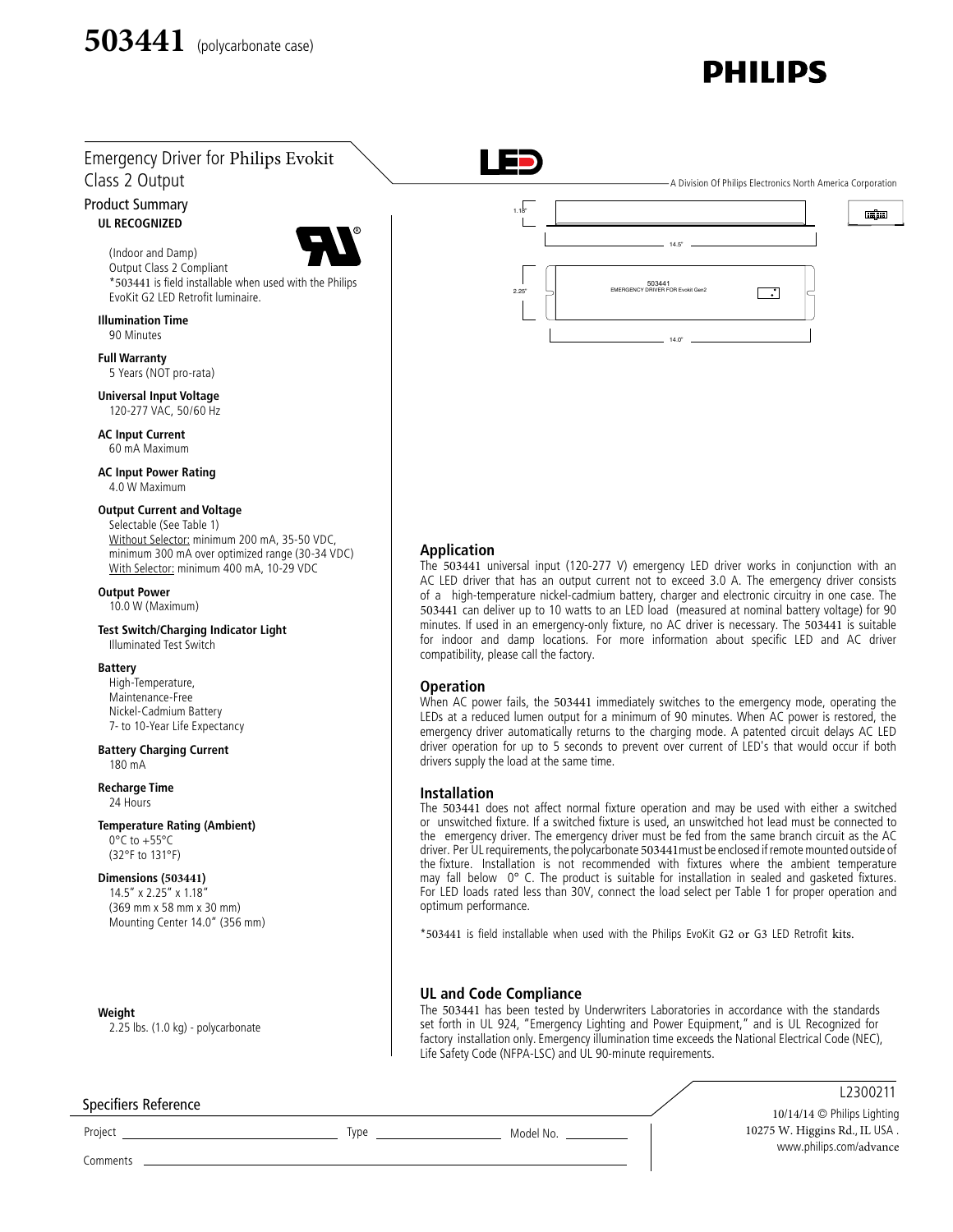# 503441 (polycarbonate case)

PHILIPS

## Emergency Driver for Philips Evokit Class 2 Output

### Product Summary

**UL RECOGNIZED**

(Indoor and Damp)
Output Class 2 Compliant
*503441 is field installable when used with the Philips EvoKit G2 LED Retrofit luminaire.

**Illumination Time**
90 Minutes

**Full Warranty**
5 Years (NOT pro-rata)

**Universal Input Voltage**
120-277 VAC, 50/60 Hz

**AC Input Current**
60 mA Maximum

**AC Input Power Rating**
4.0 W Maximum

**Output Current and Voltage**
Selectable (See Table 1)
Without Selector: minimum 200 mA, 35-50 VDC, minimum 300 mA over optimized range (30-34 VDC)
With Selector: minimum 400 mA, 10-29 VDC

**Output Power**
10.0 W (Maximum)

**Test Switch/Charging Indicator Light**
Illuminated Test Switch

**Battery**
High-Temperature,
Maintenance-Free
Nickel-Cadmium Battery
7- to 10-Year Life Expectancy

**Battery Charging Current**
180 mA

**Recharge Time**
24 Hours

**Temperature Rating (Ambient)**
0°C to +55°C
(32°F to 131°F)

**Dimensions (503441)**
14.5" x 2.25" x 1.18"
(369 mm x 58 mm x 30 mm)
Mounting Center 14.0" (356 mm)

**Weight**
2.25 lbs. (1.0 kg) - polycarbonate

LED

A Division Of Philips Electronics North America Corporation

1.18" 14.5" 2.25" 14.0"
503441
EMERGENCY DRIVER FOR Evokit Gen2

### Application

The 503441 universal input (120-277 V) emergency LED driver works in conjunction with an AC LED driver that has an output current not to exceed 3.0 A. The emergency driver consists of a high-temperature nickel-cadmium battery, charger and electronic circuitry in one case. The 503441 can deliver up to 10 watts to an LED load (measured at nominal battery voltage) for 90 minutes. If used in an emergency-only fixture, no AC driver is necessary. The 503441 is suitable for indoor and damp locations. For more information about specific LED and AC driver compatibility, please call the factory.

### Operation

When AC power fails, the 503441 immediately switches to the emergency mode, operating the LEDs at a reduced lumen output for a minimum of 90 minutes. When AC power is restored, the emergency driver automatically returns to the charging mode. A patented circuit delays AC LED driver operation for up to 5 seconds to prevent over current of LED's that would occur if both drivers supply the load at the same time.

### Installation

The 503441 does not affect normal fixture operation and may be used with either a switched or unswitched fixture. If a switched fixture is used, an unswitched hot lead must be connected to the emergency driver. The emergency driver must be fed from the same branch circuit as the AC driver. Per UL requirements, the polycarbonate 503441 must be enclosed if remote mounted outside of the fixture. Installation is not recommended with fixtures where the ambient temperature may fall below 0° C. The product is suitable for installation in sealed and gasketed fixtures. For LED loads rated less than 30V, connect the load select per Table 1 for proper operation and optimum performance.

*503441 is field installable when used with the Philips EvoKit G2 or G3 LED Retrofit kits.

### UL and Code Compliance

The 503441 has been tested by Underwriters Laboratories in accordance with the standards set forth in UL 924, "Emergency Lighting and Power Equipment," and is UL Recognized for factory installation only. Emergency illumination time exceeds the National Electrical Code (NEC), Life Safety Code (NFPA-LSC) and UL 90-minute requirements.

### Specifiers Reference

Project ______________ Type ______________ Model No. ______________

Comments ______________

L2300211
10/14/14 © Philips Lighting
10275 W. Higgins Rd., IL USA .
www.philips.com/advance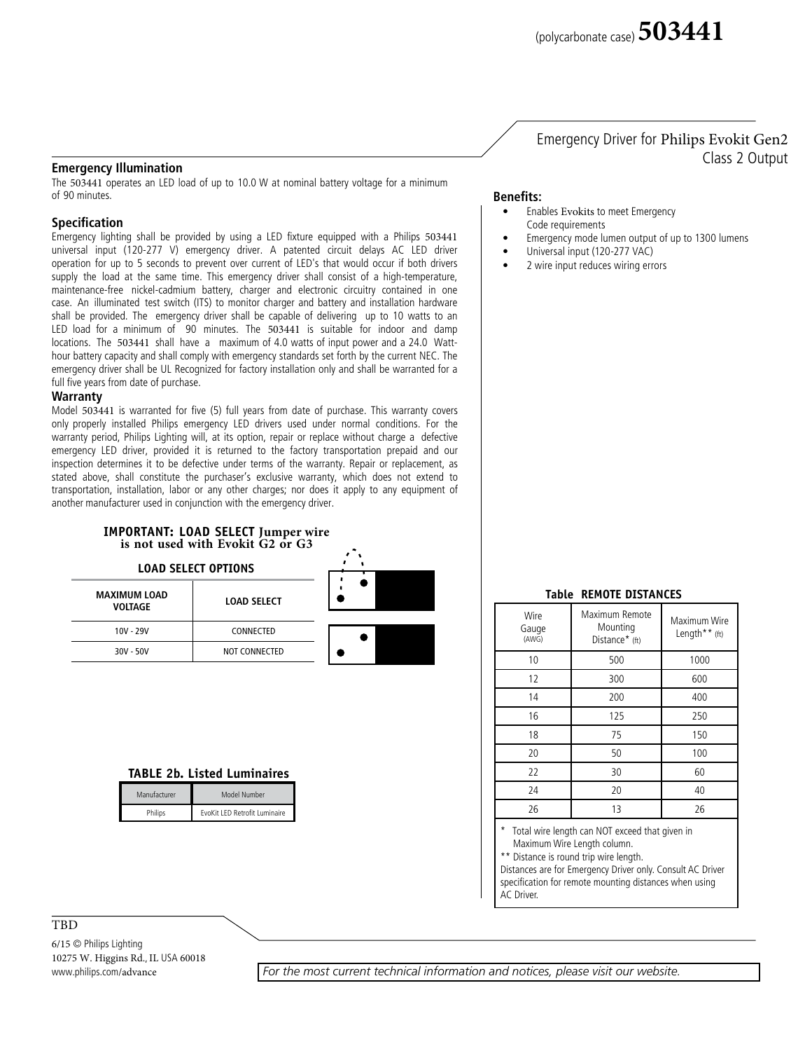(polycarbonate case) **503441**

Emergency Driver for Philips Evokit Gen2
Class 2 Output

## Emergency Illumination

The 503441 operates an LED load of up to 10.0 W at nominal battery voltage for a minimum of 90 minutes.

## Specification

Emergency lighting shall be provided by using a LED fixture equipped with a Philips 503441 universal input (120-277 V) emergency driver. A patented circuit delays AC LED driver operation for up to 5 seconds to prevent over current of LED's that would occur if both drivers supply the load at the same time. This emergency driver shall consist of a high-temperature, maintenance-free nickel-cadmium battery, charger and electronic circuitry contained in one case. An illuminated test switch (ITS) to monitor charger and battery and installation hardware shall be provided. The emergency driver shall be capable of delivering up to 10 watts to an LED load for a minimum of 90 minutes. The 503441 is suitable for indoor and damp locations. The 503441 shall have a maximum of 4.0 watts of input power and a 24.0 Watt-hour battery capacity and shall comply with emergency standards set forth by the current NEC. The emergency driver shall be UL Recognized for factory installation only and shall be warranted for a full five years from date of purchase.

## Warranty

Model 503441 is warranted for five (5) full years from date of purchase. This warranty covers only properly installed Philips emergency LED drivers used under normal conditions. For the warranty period, Philips Lighting will, at its option, repair or replace without charge a defective emergency LED driver, provided it is returned to the factory transportation prepaid and our inspection determines it to be defective under terms of the warranty. Repair or replacement, as stated above, shall constitute the purchaser's exclusive warranty, which does not extend to transportation, installation, labor or any other charges; nor does it apply to any equipment of another manufacturer used in conjunction with the emergency driver.

**IMPORTANT: LOAD SELECT Jumper wire is not used with Evokit G2 or G3**

**LOAD SELECT OPTIONS**

| MAXIMUM LOAD VOLTAGE | LOAD SELECT |
|---|---|
| 10V - 29V | CONNECTED |
| 30V - 50V | NOT CONNECTED |

**TABLE 2b. Listed Luminaires**

| Manufacturer | Model Number |
|---|---|
| Philips | EvoKit LED Retrofit Luminaire |

## Benefits:

- Enables Evokits to meet Emergency Code requirements
- Emergency mode lumen output of up to 1300 lumens
- Universal input (120-277 VAC)
- 2 wire input reduces wiring errors

**Table REMOTE DISTANCES**

| Wire Gauge (AWG) | Maximum Remote Mounting Distance* (ft) | Maximum Wire Length** (ft) |
|---|---|---|
| 10 | 500 | 1000 |
| 12 | 300 | 600 |
| 14 | 200 | 400 |
| 16 | 125 | 250 |
| 18 | 75 | 150 |
| 20 | 50 | 100 |
| 22 | 30 | 60 |
| 24 | 20 | 40 |
| 26 | 13 | 26 |

\* Total wire length can NOT exceed that given in Maximum Wire Length column.
** Distance is round trip wire length.
Distances are for Emergency Driver only. Consult AC Driver specification for remote mounting distances when using AC Driver.

TBD

6/15 © Philips Lighting
10275 W. Higgins Rd., IL USA 60018
www.philips.com/advance

*For the most current technical information and notices, please visit our website.*